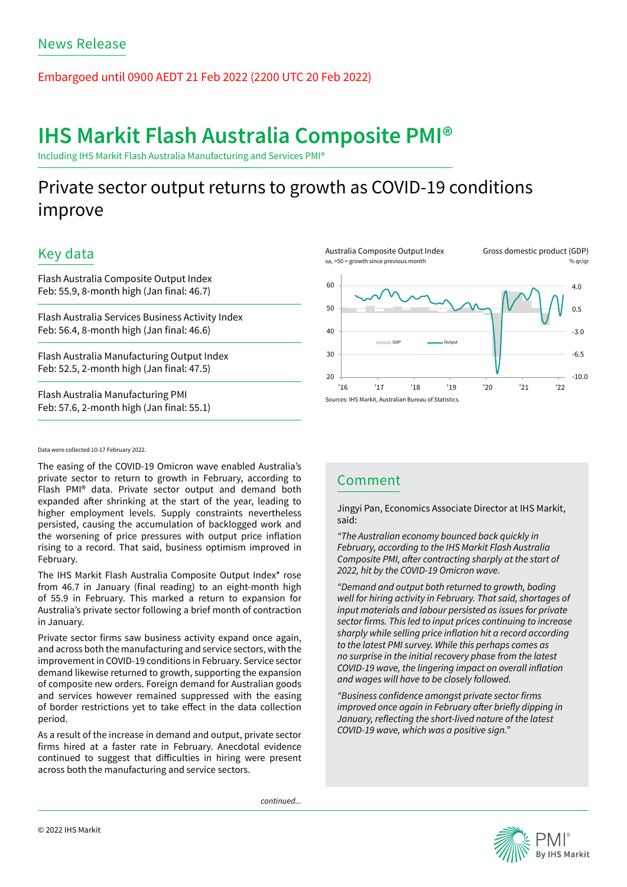News Release

Embargoed until 0900 AEDT 21 Feb 2022 (2200 UTC 20 Feb 2022)

# IHS Markit Flash Australia Composite PMI®

Including IHS Markit Flash Australia Manufacturing and Services PMI®

## Private sector output returns to growth as COVID-19 conditions improve

### Key data

Flash Australia Composite Output Index
Feb: 55.9, 8-month high (Jan final: 46.7)

Flash Australia Services Business Activity Index
Feb: 56.4, 8-month high (Jan final: 46.6)

Flash Australia Manufacturing Output Index
Feb: 52.5, 2-month high (Jan final: 47.5)

Flash Australia Manufacturing PMI
Feb: 57.6, 2-month high (Jan final: 55.1)

Australia Composite Output Index (sa, >50 = growth since previous month) / Gross domestic product (GDP) (% qr/qr)

Sources: IHS Markit, Australian Bureau of Statistics.

Data were collected 10-17 February 2022.

The easing of the COVID-19 Omicron wave enabled Australia's private sector to return to growth in February, according to Flash PMI® data. Private sector output and demand both expanded after shrinking at the start of the year, leading to higher employment levels. Supply constraints nevertheless persisted, causing the accumulation of backlogged work and the worsening of price pressures with output price inflation rising to a record. That said, business optimism improved in February.

The IHS Markit Flash Australia Composite Output Index* rose from 46.7 in January (final reading) to an eight-month high of 55.9 in February. This marked a return to expansion for Australia's private sector following a brief month of contraction in January.

Private sector firms saw business activity expand once again, and across both the manufacturing and service sectors, with the improvement in COVID-19 conditions in February. Service sector demand likewise returned to growth, supporting the expansion of composite new orders. Foreign demand for Australian goods and services however remained suppressed with the easing of border restrictions yet to take effect in the data collection period.

As a result of the increase in demand and output, private sector firms hired at a faster rate in February. Anecdotal evidence continued to suggest that difficulties in hiring were present across both the manufacturing and service sectors.

*continued...*

### Comment

Jingyi Pan, Economics Associate Director at IHS Markit, said:

*"The Australian economy bounced back quickly in February, according to the IHS Markit Flash Australia Composite PMI, after contracting sharply at the start of 2022, hit by the COVID-19 Omicron wave.*

*"Demand and output both returned to growth, boding well for hiring activity in February. That said, shortages of input materials and labour persisted as issues for private sector firms. This led to input prices continuing to increase sharply while selling price inflation hit a record according to the latest PMI survey. While this perhaps comes as no surprise in the initial recovery phase from the latest COVID-19 wave, the lingering impact on overall inflation and wages will have to be closely followed.*

*"Business confidence amongst private sector firms improved once again in February after briefly dipping in January, reflecting the short-lived nature of the latest COVID-19 wave, which was a positive sign."*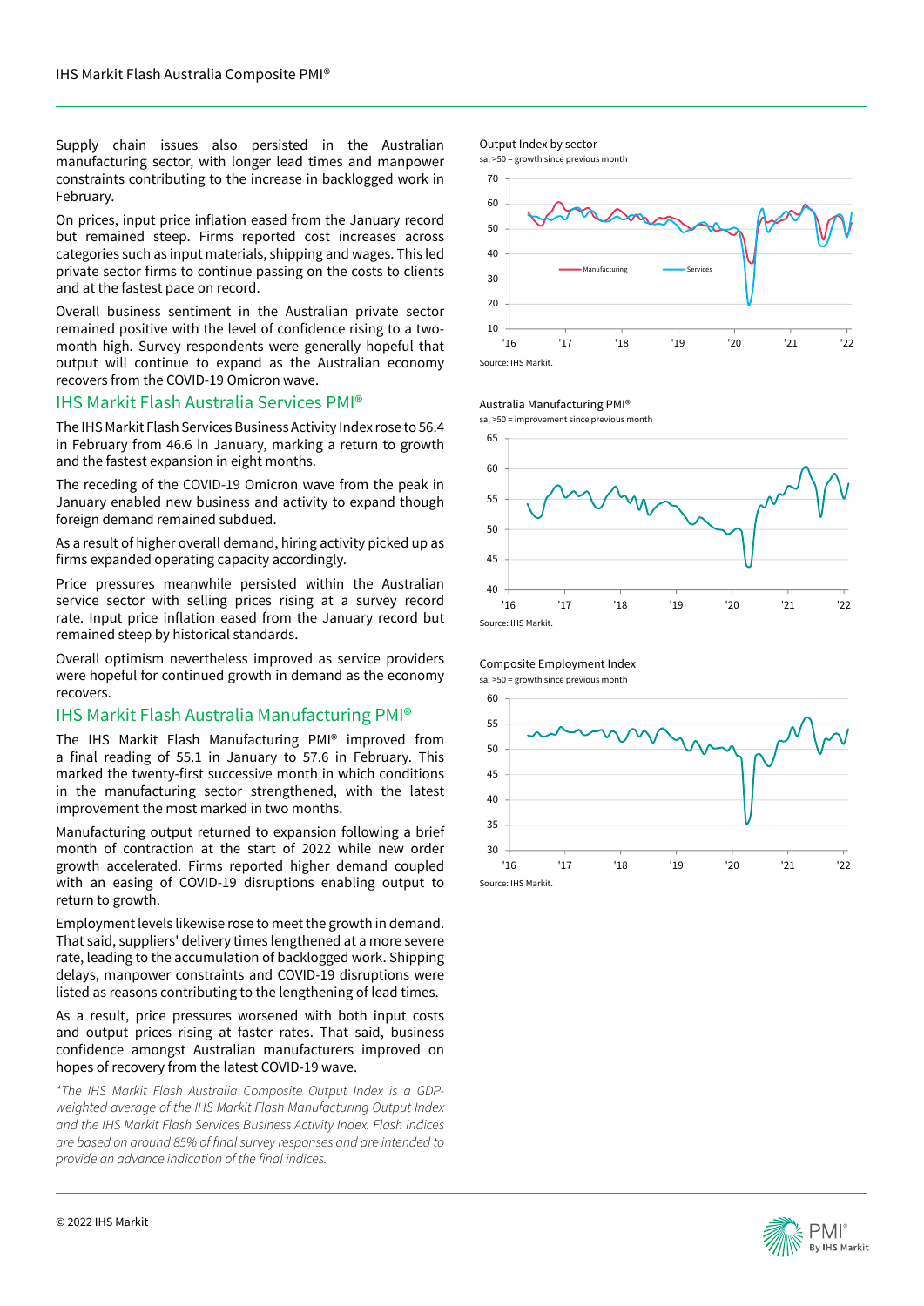Supply chain issues also persisted in the Australian manufacturing sector, with longer lead times and manpower constraints contributing to the increase in backlogged work in February.

On prices, input price inflation eased from the January record but remained steep. Firms reported cost increases across categories such as input materials, shipping and wages. This led private sector firms to continue passing on the costs to clients and at the fastest pace on record.

Overall business sentiment in the Australian private sector remained positive with the level of confidence rising to a two-month high. Survey respondents were generally hopeful that output will continue to expand as the Australian economy recovers from the COVID-19 Omicron wave.

## IHS Markit Flash Australia Services PMI®

The IHS Markit Flash Services Business Activity Index rose to 56.4 in February from 46.6 in January, marking a return to growth and the fastest expansion in eight months.

The receding of the COVID-19 Omicron wave from the peak in January enabled new business and activity to expand though foreign demand remained subdued.

As a result of higher overall demand, hiring activity picked up as firms expanded operating capacity accordingly.

Price pressures meanwhile persisted within the Australian service sector with selling prices rising at a survey record rate. Input price inflation eased from the January record but remained steep by historical standards.

Overall optimism nevertheless improved as service providers were hopeful for continued growth in demand as the economy recovers.

## IHS Markit Flash Australia Manufacturing PMI®

The IHS Markit Flash Manufacturing PMI® improved from a final reading of 55.1 in January to 57.6 in February. This marked the twenty-first successive month in which conditions in the manufacturing sector strengthened, with the latest improvement the most marked in two months.

Manufacturing output returned to expansion following a brief month of contraction at the start of 2022 while new order growth accelerated. Firms reported higher demand coupled with an easing of COVID-19 disruptions enabling output to return to growth.

Employment levels likewise rose to meet the growth in demand. That said, suppliers' delivery times lengthened at a more severe rate, leading to the accumulation of backlogged work. Shipping delays, manpower constraints and COVID-19 disruptions were listed as reasons contributing to the lengthening of lead times.

As a result, price pressures worsened with both input costs and output prices rising at faster rates. That said, business confidence amongst Australian manufacturers improved on hopes of recovery from the latest COVID-19 wave.

*\*The IHS Markit Flash Australia Composite Output Index is a GDP-weighted average of the IHS Markit Flash Manufacturing Output Index and the IHS Markit Flash Services Business Activity Index. Flash indices are based on around 85% of final survey responses and are intended to provide an advance indication of the final indices.*

Output Index by sector
sa, >50 = growth since previous month

Source: IHS Markit.

Australia Manufacturing PMI®
sa, >50 = improvement since previous month

Source: IHS Markit.

Composite Employment Index
sa, >50 = growth since previous month

Source: IHS Markit.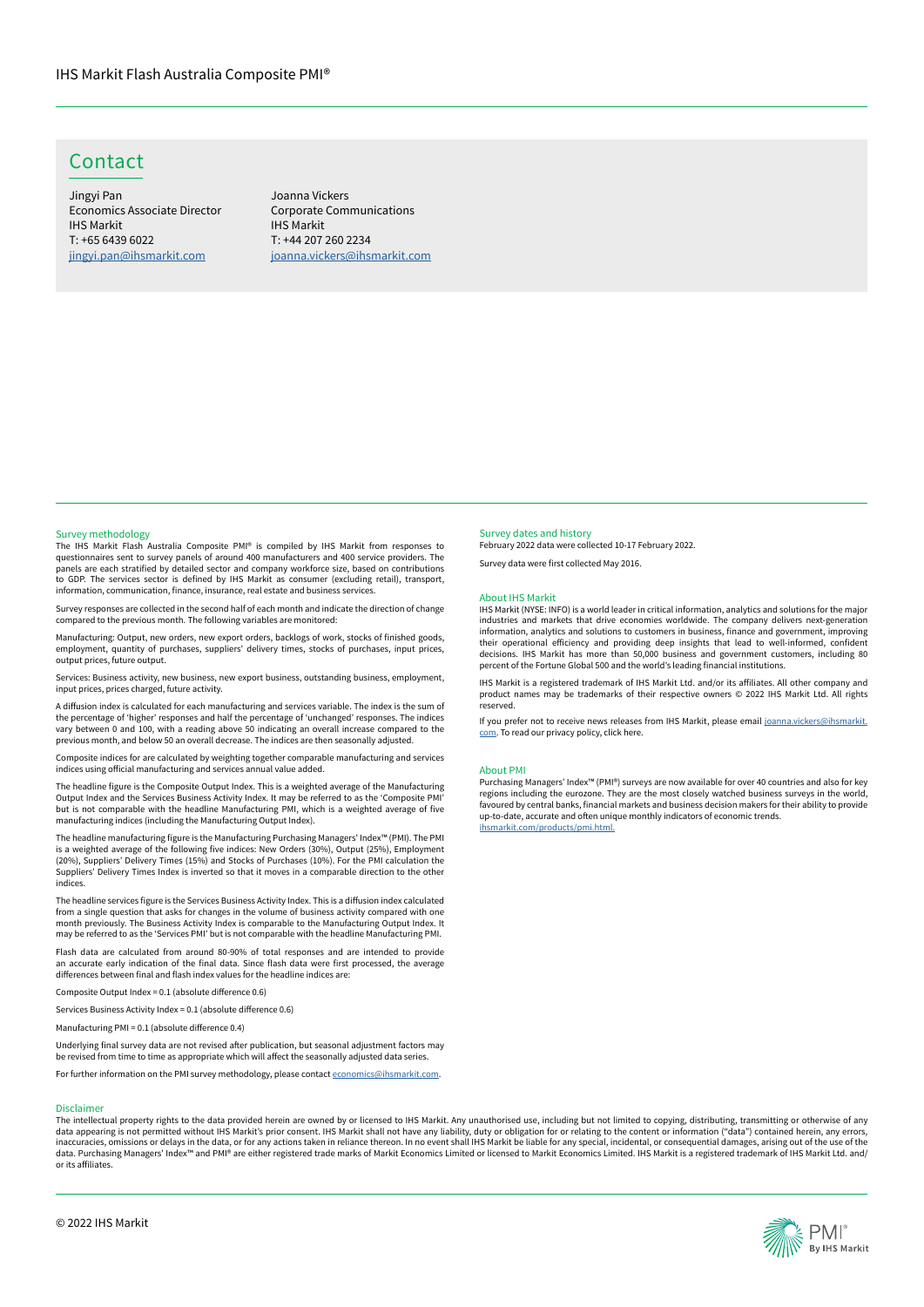## Contact

Jingyi Pan
Economics Associate Director
IHS Markit
T: +65 6439 6022
jingyi.pan@ihsmarkit.com

Joanna Vickers
Corporate Communications
IHS Markit
T: +44 207 260 2234
joanna.vickers@ihsmarkit.com

### Survey methodology

The IHS Markit Flash Australia Composite PMI® is compiled by IHS Markit from responses to questionnaires sent to survey panels of around 400 manufacturers and 400 service providers. The panels are each stratified by detailed sector and company workforce size, based on contributions to GDP. The services sector is defined by IHS Markit as consumer (excluding retail), transport, information, communication, finance, insurance, real estate and business services.

Survey responses are collected in the second half of each month and indicate the direction of change compared to the previous month. The following variables are monitored:

Manufacturing: Output, new orders, new export orders, backlogs of work, stocks of finished goods, employment, quantity of purchases, suppliers' delivery times, stocks of purchases, input prices, output prices, future output.

Services: Business activity, new business, new export business, outstanding business, employment, input prices, prices charged, future activity.

A diffusion index is calculated for each manufacturing and services variable. The index is the sum of the percentage of 'higher' responses and half the percentage of 'unchanged' responses. The indices vary between 0 and 100, with a reading above 50 indicating an overall increase compared to the previous month, and below 50 an overall decrease. The indices are then seasonally adjusted.

Composite indices for are calculated by weighting together comparable manufacturing and services indices using official manufacturing and services annual value added.

The headline figure is the Composite Output Index. This is a weighted average of the Manufacturing Output Index and the Services Business Activity Index. It may be referred to as the 'Composite PMI' but is not comparable with the headline Manufacturing PMI, which is a weighted average of five manufacturing indices (including the Manufacturing Output Index).

The headline manufacturing figure is the Manufacturing Purchasing Managers' Index™ (PMI). The PMI is a weighted average of the following five indices: New Orders (30%), Output (25%), Employment (20%), Suppliers' Delivery Times (15%) and Stocks of Purchases (10%). For the PMI calculation the Suppliers' Delivery Times Index is inverted so that it moves in a comparable direction to the other indices.

The headline services figure is the Services Business Activity Index. This is a diffusion index calculated from a single question that asks for changes in the volume of business activity compared with one month previously. The Business Activity Index is comparable to the Manufacturing Output Index. It may be referred to as the 'Services PMI' but is not comparable with the headline Manufacturing PMI.

Flash data are calculated from around 80-90% of total responses and are intended to provide an accurate early indication of the final data. Since flash data were first processed, the average differences between final and flash index values for the headline indices are:

Composite Output Index = 0.1 (absolute difference 0.6)

Services Business Activity Index = 0.1 (absolute difference 0.6)

Manufacturing PMI = 0.1 (absolute difference 0.4)

Underlying final survey data are not revised after publication, but seasonal adjustment factors may be revised from time to time as appropriate which will affect the seasonally adjusted data series.

For further information on the PMI survey methodology, please contact economics@ihsmarkit.com.

### Survey dates and history

February 2022 data were collected 10-17 February 2022.

Survey data were first collected May 2016.

### About IHS Markit

IHS Markit (NYSE: INFO) is a world leader in critical information, analytics and solutions for the major industries and markets that drive economies worldwide. The company delivers next-generation information, analytics and solutions to customers in business, finance and government, improving their operational efficiency and providing deep insights that lead to well-informed, confident decisions. IHS Markit has more than 50,000 business and government customers, including 80 percent of the Fortune Global 500 and the world's leading financial institutions.

IHS Markit is a registered trademark of IHS Markit Ltd. and/or its affiliates. All other company and product names may be trademarks of their respective owners © 2022 IHS Markit Ltd. All rights reserved.

If you prefer not to receive news releases from IHS Markit, please email joanna.vickers@ihsmarkit.com. To read our privacy policy, click here.

### About PMI

Purchasing Managers' Index™ (PMI®) surveys are now available for over 40 countries and also for key regions including the eurozone. They are the most closely watched business surveys in the world, favoured by central banks, financial markets and business decision makers for their ability to provide up-to-date, accurate and often unique monthly indicators of economic trends.
ihsmarkit.com/products/pmi.html.

### Disclaimer

The intellectual property rights to the data provided herein are owned by or licensed to IHS Markit. Any unauthorised use, including but not limited to copying, distributing, transmitting or otherwise of any data appearing is not permitted without IHS Markit's prior consent. IHS Markit shall not have any liability, duty or obligation for or relating to the content or information ("data") contained herein, any errors, inaccuracies, omissions or delays in the data, or for any actions taken in reliance thereon. In no event shall IHS Markit be liable for any special, incidental, or consequential damages, arising out of the use of the data. Purchasing Managers' Index™ and PMI® are either registered trade marks of Markit Economics Limited or licensed to Markit Economics Limited. IHS Markit is a registered trademark of IHS Markit Ltd. and/or its affiliates.

© 2022 IHS Markit